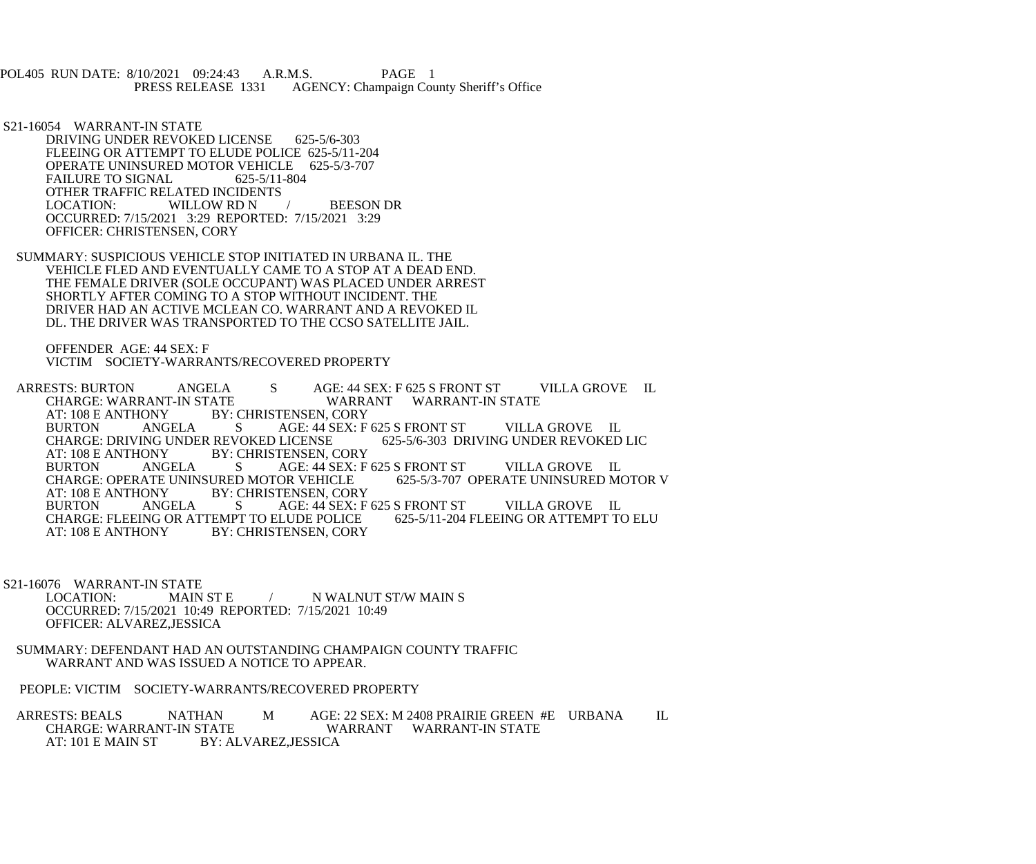POL405 RUN DATE: 8/10/2021 09:24:43 A.R.M.S. PAGE 1
PRESS RELEASE 1331 AGENCY: Champaign County Sheriff's Office

S21-16054 WARRANT-IN STATE
DRIVING UNDER REVOKED LICENSE 625-5/6-303
FLEEING OR ATTEMPT TO ELUDE POLICE 625-5/11-204
OPERATE UNINSURED MOTOR VEHICLE 625-5/3-707
FAILURE TO SIGNAL 625-5/11-804
OTHER TRAFFIC RELATED INCIDENTS
LOCATION: WILLOW RD N / BEESON DR
OCCURRED: 7/15/2021 3:29 REPORTED: 7/15/2021 3:29
OFFICER: CHRISTENSEN, CORY

SUMMARY: SUSPICIOUS VEHICLE STOP INITIATED IN URBANA IL. THE VEHICLE FLED AND EVENTUALLY CAME TO A STOP AT A DEAD END. THE FEMALE DRIVER (SOLE OCCUPANT) WAS PLACED UNDER ARREST SHORTLY AFTER COMING TO A STOP WITHOUT INCIDENT. THE DRIVER HAD AN ACTIVE MCLEAN CO. WARRANT AND A REVOKED IL DL. THE DRIVER WAS TRANSPORTED TO THE CCSO SATELLITE JAIL.

OFFENDER AGE: 44 SEX: F
VICTIM SOCIETY-WARRANTS/RECOVERED PROPERTY

ARRESTS: BURTON ANGELA S AGE: 44 SEX: F 625 S FRONT ST VILLA GROVE IL
CHARGE: WARRANT-IN STATE WARRANT WARRANT-IN STATE
AT: 108 E ANTHONY BY: CHRISTENSEN, CORY
BURTON ANGELA S AGE: 44 SEX: F 625 S FRONT ST VILLA GROVE IL
CHARGE: DRIVING UNDER REVOKED LICENSE 625-5/6-303 DRIVING UNDER REVOKED LIC
AT: 108 E ANTHONY BY: CHRISTENSEN, CORY
BURTON ANGELA S AGE: 44 SEX: F 625 S FRONT ST VILLA GROVE IL
CHARGE: OPERATE UNINSURED MOTOR VEHICLE 625-5/3-707 OPERATE UNINSURED MOTOR V
AT: 108 E ANTHONY BY: CHRISTENSEN, CORY
BURTON ANGELA S AGE: 44 SEX: F 625 S FRONT ST VILLA GROVE IL
CHARGE: FLEEING OR ATTEMPT TO ELUDE POLICE 625-5/11-204 FLEEING OR ATTEMPT TO ELU
AT: 108 E ANTHONY BY: CHRISTENSEN, CORY

S21-16076 WARRANT-IN STATE
LOCATION: MAIN ST E / N WALNUT ST/W MAIN S
OCCURRED: 7/15/2021 10:49 REPORTED: 7/15/2021 10:49
OFFICER: ALVAREZ,JESSICA

SUMMARY: DEFENDANT HAD AN OUTSTANDING CHAMPAIGN COUNTY TRAFFIC WARRANT AND WAS ISSUED A NOTICE TO APPEAR.

PEOPLE: VICTIM SOCIETY-WARRANTS/RECOVERED PROPERTY

ARRESTS: BEALS NATHAN M AGE: 22 SEX: M 2408 PRAIRIE GREEN #E URBANA IL
CHARGE: WARRANT-IN STATE WARRANT WARRANT-IN STATE
AT: 101 E MAIN ST BY: ALVAREZ,JESSICA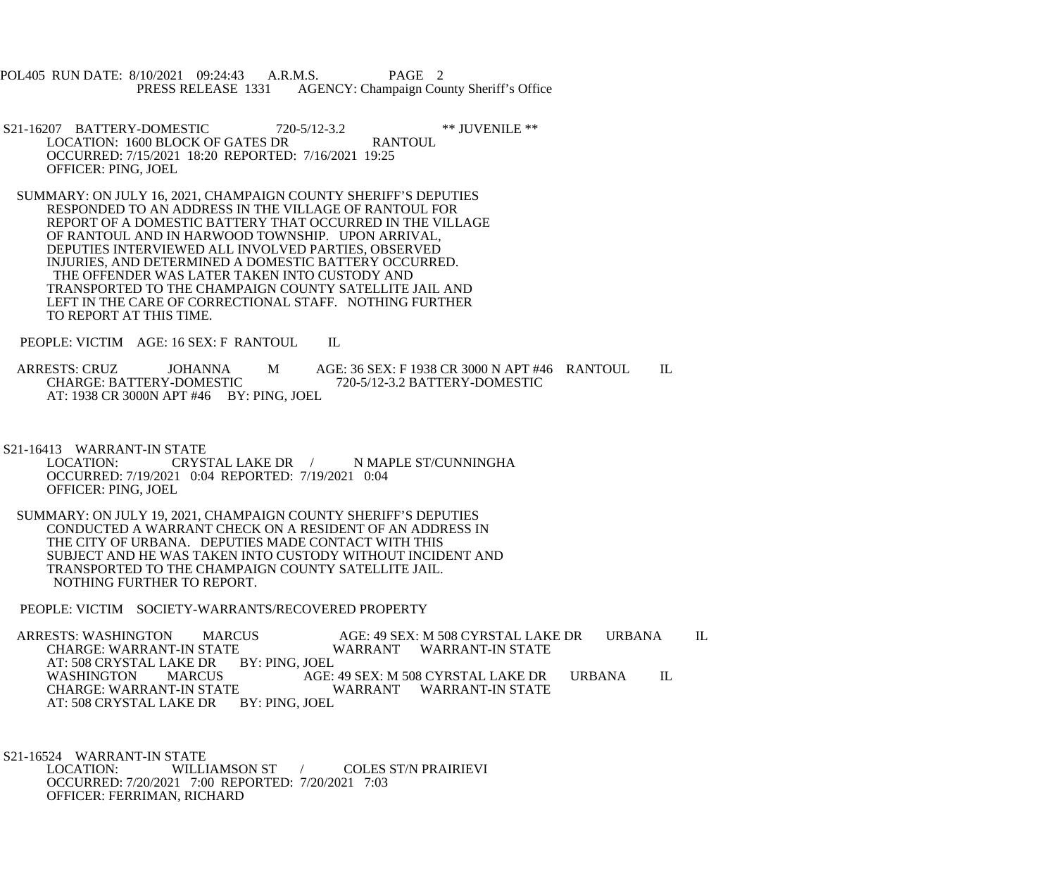S21-16207 BATTERY-DOMESTIC 720-5/12-3.2 ** JUVENILE **
LOCATION: 1600 BLOCK OF GATES DR RANTOUL
OCCURRED: 7/15/2021 18:20 REPORTED: 7/16/2021 19:25
OFFICER: PING, JOEL

SUMMARY: ON JULY 16, 2021, CHAMPAIGN COUNTY SHERIFF'S DEPUTIES RESPONDED TO AN ADDRESS IN THE VILLAGE OF RANTOUL FOR REPORT OF A DOMESTIC BATTERY THAT OCCURRED IN THE VILLAGE OF RANTOUL AND IN HARWOOD TOWNSHIP. UPON ARRIVAL, DEPUTIES INTERVIEWED ALL INVOLVED PARTIES, OBSERVED INJURIES, AND DETERMINED A DOMESTIC BATTERY OCCURRED. THE OFFENDER WAS LATER TAKEN INTO CUSTODY AND TRANSPORTED TO THE CHAMPAIGN COUNTY SATELLITE JAIL AND LEFT IN THE CARE OF CORRECTIONAL STAFF. NOTHING FURTHER TO REPORT AT THIS TIME.

PEOPLE: VICTIM AGE: 16 SEX: F RANTOUL IL

ARRESTS: CRUZ JOHANNA M AGE: 36 SEX: F 1938 CR 3000 N APT #46 RANTOUL IL
CHARGE: BATTERY-DOMESTIC 720-5/12-3.2 BATTERY-DOMESTIC
AT: 1938 CR 3000N APT #46 BY: PING, JOEL

S21-16413 WARRANT-IN STATE
LOCATION: CRYSTAL LAKE DR / N MAPLE ST/CUNNINGHA
OCCURRED: 7/19/2021 0:04 REPORTED: 7/19/2021 0:04
OFFICER: PING, JOEL

SUMMARY: ON JULY 19, 2021, CHAMPAIGN COUNTY SHERIFF'S DEPUTIES CONDUCTED A WARRANT CHECK ON A RESIDENT OF AN ADDRESS IN THE CITY OF URBANA. DEPUTIES MADE CONTACT WITH THIS SUBJECT AND HE WAS TAKEN INTO CUSTODY WITHOUT INCIDENT AND TRANSPORTED TO THE CHAMPAIGN COUNTY SATELLITE JAIL. NOTHING FURTHER TO REPORT.

PEOPLE: VICTIM SOCIETY-WARRANTS/RECOVERED PROPERTY

ARRESTS: WASHINGTON MARCUS AGE: 49 SEX: M 508 CYRSTAL LAKE DR URBANA IL
CHARGE: WARRANT-IN STATE WARRANT WARRANT-IN STATE
AT: 508 CRYSTAL LAKE DR BY: PING, JOEL
WASHINGTON MARCUS AGE: 49 SEX: M 508 CYRSTAL LAKE DR URBANA IL
CHARGE: WARRANT-IN STATE WARRANT WARRANT-IN STATE
AT: 508 CRYSTAL LAKE DR BY: PING, JOEL

S21-16524 WARRANT-IN STATE
LOCATION: WILLIAMSON ST / COLES ST/N PRAIRIEVI
OCCURRED: 7/20/2021 7:00 REPORTED: 7/20/2021 7:03
OFFICER: FERRIMAN, RICHARD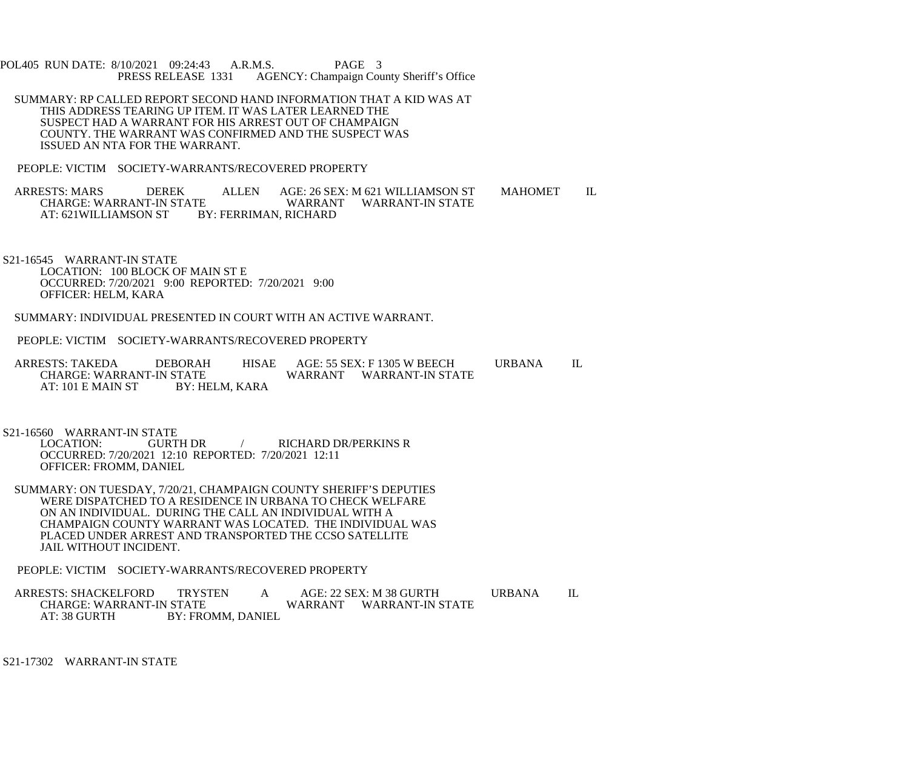SUMMARY: RP CALLED REPORT SECOND HAND INFORMATION THAT A KID WAS AT THIS ADDRESS TEARING UP ITEM. IT WAS LATER LEARNED THE SUSPECT HAD A WARRANT FOR HIS ARREST OUT OF CHAMPAIGN COUNTY. THE WARRANT WAS CONFIRMED AND THE SUSPECT WAS ISSUED AN NTA FOR THE WARRANT.

PEOPLE: VICTIM SOCIETY-WARRANTS/RECOVERED PROPERTY

ARRESTS: MARS DEREK ALLEN AGE: 26 SEX: M 621 WILLIAMSON ST MAHOMET IL
CHARGE: WARRANT-IN STATE WARRANT WARRANT-IN STATE
AT: 621WILLIAMSON ST BY: FERRIMAN, RICHARD

S21-16545 WARRANT-IN STATE
LOCATION: 100 BLOCK OF MAIN ST E
OCCURRED: 7/20/2021 9:00 REPORTED: 7/20/2021 9:00
OFFICER: HELM, KARA

SUMMARY: INDIVIDUAL PRESENTED IN COURT WITH AN ACTIVE WARRANT.

PEOPLE: VICTIM SOCIETY-WARRANTS/RECOVERED PROPERTY

ARRESTS: TAKEDA DEBORAH HISAE AGE: 55 SEX: F 1305 W BEECH URBANA IL
CHARGE: WARRANT-IN STATE WARRANT WARRANT-IN STATE
AT: 101 E MAIN ST BY: HELM, KARA

S21-16560 WARRANT-IN STATE
LOCATION: GURTH DR / RICHARD DR/PERKINS R
OCCURRED: 7/20/2021 12:10 REPORTED: 7/20/2021 12:11
OFFICER: FROMM, DANIEL

SUMMARY: ON TUESDAY, 7/20/21, CHAMPAIGN COUNTY SHERIFF'S DEPUTIES WERE DISPATCHED TO A RESIDENCE IN URBANA TO CHECK WELFARE ON AN INDIVIDUAL. DURING THE CALL AN INDIVIDUAL WITH A CHAMPAIGN COUNTY WARRANT WAS LOCATED. THE INDIVIDUAL WAS PLACED UNDER ARREST AND TRANSPORTED THE CCSO SATELLITE JAIL WITHOUT INCIDENT.

PEOPLE: VICTIM SOCIETY-WARRANTS/RECOVERED PROPERTY

ARRESTS: SHACKELFORD TRYSTEN A AGE: 22 SEX: M 38 GURTH URBANA IL
CHARGE: WARRANT-IN STATE WARRANT WARRANT-IN STATE
AT: 38 GURTH BY: FROMM, DANIEL

S21-17302 WARRANT-IN STATE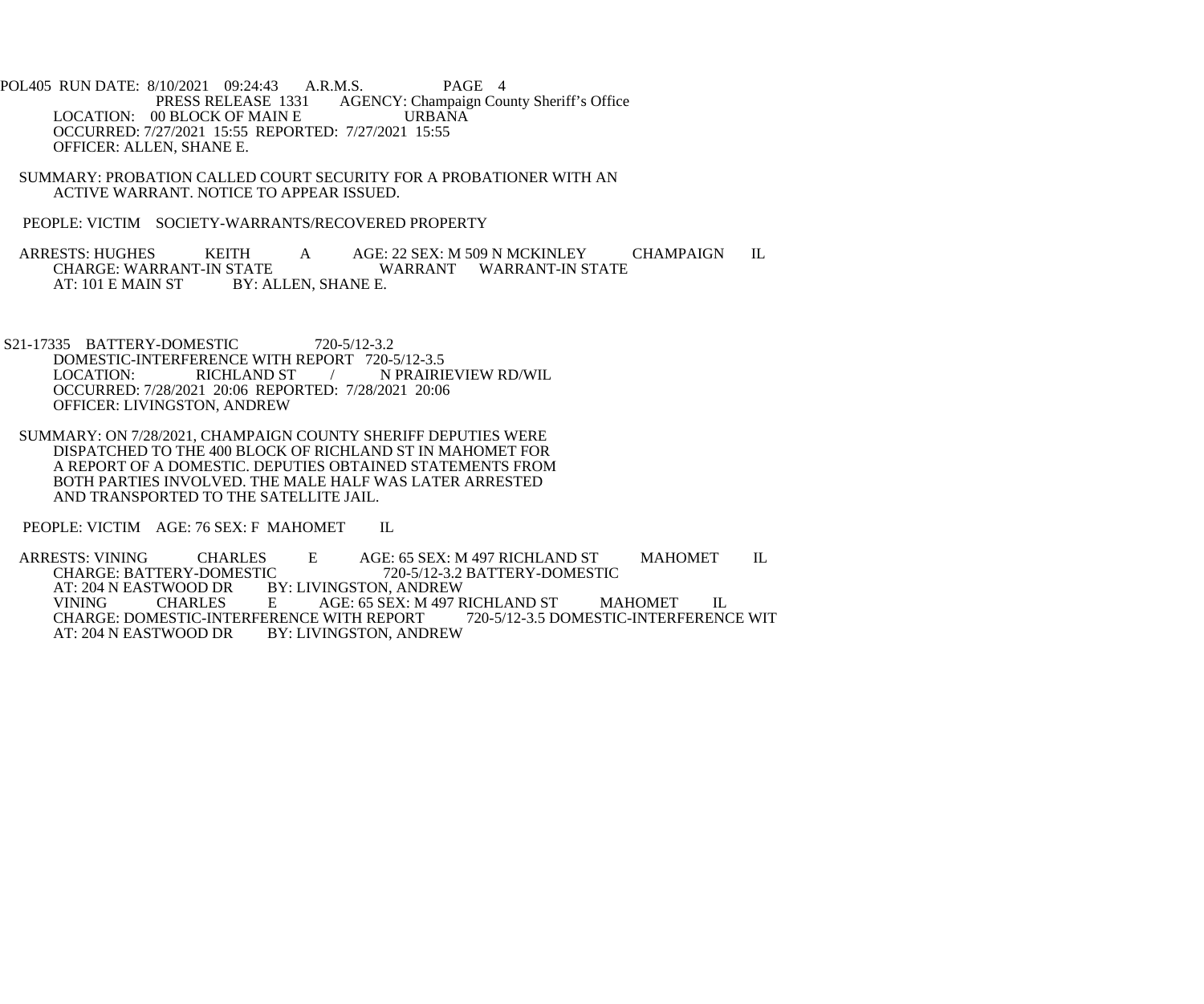POL405 RUN DATE: 8/10/2021 09:24:43 A.R.M.S. PAGE 4
PRESS RELEASE 1331 AGENCY: Champaign County Sheriff's Office
LOCATION: 00 BLOCK OF MAIN E URBANA
OCCURRED: 7/27/2021 15:55 REPORTED: 7/27/2021 15:55
OFFICER: ALLEN, SHANE E.

SUMMARY: PROBATION CALLED COURT SECURITY FOR A PROBATIONER WITH AN ACTIVE WARRANT. NOTICE TO APPEAR ISSUED.

PEOPLE: VICTIM SOCIETY-WARRANTS/RECOVERED PROPERTY

ARRESTS: HUGHES KEITH A AGE: 22 SEX: M 509 N MCKINLEY CHAMPAIGN IL
CHARGE: WARRANT-IN STATE WARRANT WARRANT-IN STATE
AT: 101 E MAIN ST BY: ALLEN, SHANE E.

S21-17335 BATTERY-DOMESTIC 720-5/12-3.2
DOMESTIC-INTERFERENCE WITH REPORT 720-5/12-3.5
LOCATION: RICHLAND ST / N PRAIRIEVIEW RD/WIL
OCCURRED: 7/28/2021 20:06 REPORTED: 7/28/2021 20:06
OFFICER: LIVINGSTON, ANDREW

SUMMARY: ON 7/28/2021, CHAMPAIGN COUNTY SHERIFF DEPUTIES WERE DISPATCHED TO THE 400 BLOCK OF RICHLAND ST IN MAHOMET FOR A REPORT OF A DOMESTIC. DEPUTIES OBTAINED STATEMENTS FROM BOTH PARTIES INVOLVED. THE MALE HALF WAS LATER ARRESTED AND TRANSPORTED TO THE SATELLITE JAIL.

PEOPLE: VICTIM AGE: 76 SEX: F MAHOMET IL

ARRESTS: VINING CHARLES E AGE: 65 SEX: M 497 RICHLAND ST MAHOMET IL
CHARGE: BATTERY-DOMESTIC 720-5/12-3.2 BATTERY-DOMESTIC
AT: 204 N EASTWOOD DR BY: LIVINGSTON, ANDREW
VINING CHARLES E AGE: 65 SEX: M 497 RICHLAND ST MAHOMET IL
CHARGE: DOMESTIC-INTERFERENCE WITH REPORT 720-5/12-3.5 DOMESTIC-INTERFERENCE WIT
AT: 204 N EASTWOOD DR BY: LIVINGSTON, ANDREW